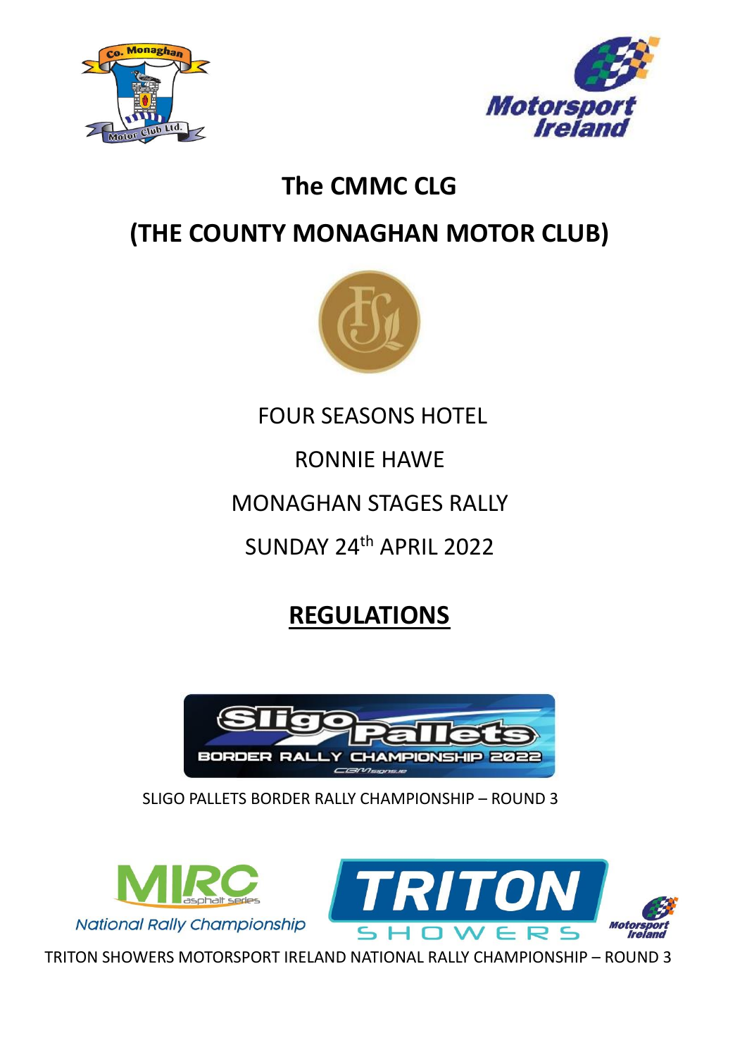# The CMMC CLG

# (THE COUNTY MONAGHAN MOTOR CLUB)

FOUR SEASONS HOTEL

RONNIE HAWE

MONAGHAN STAGES RALLY

SUNDAY 24th APRIL 2022

## REGULATIONS

SLIGO PALLETS BORDER RALLY CHAMPIONSHIP – ROUND 3

TRITON SHOWERS MOTORSPORT IRELAND NATIONAL RALLY CHAMPIONSHIP – ROUND 3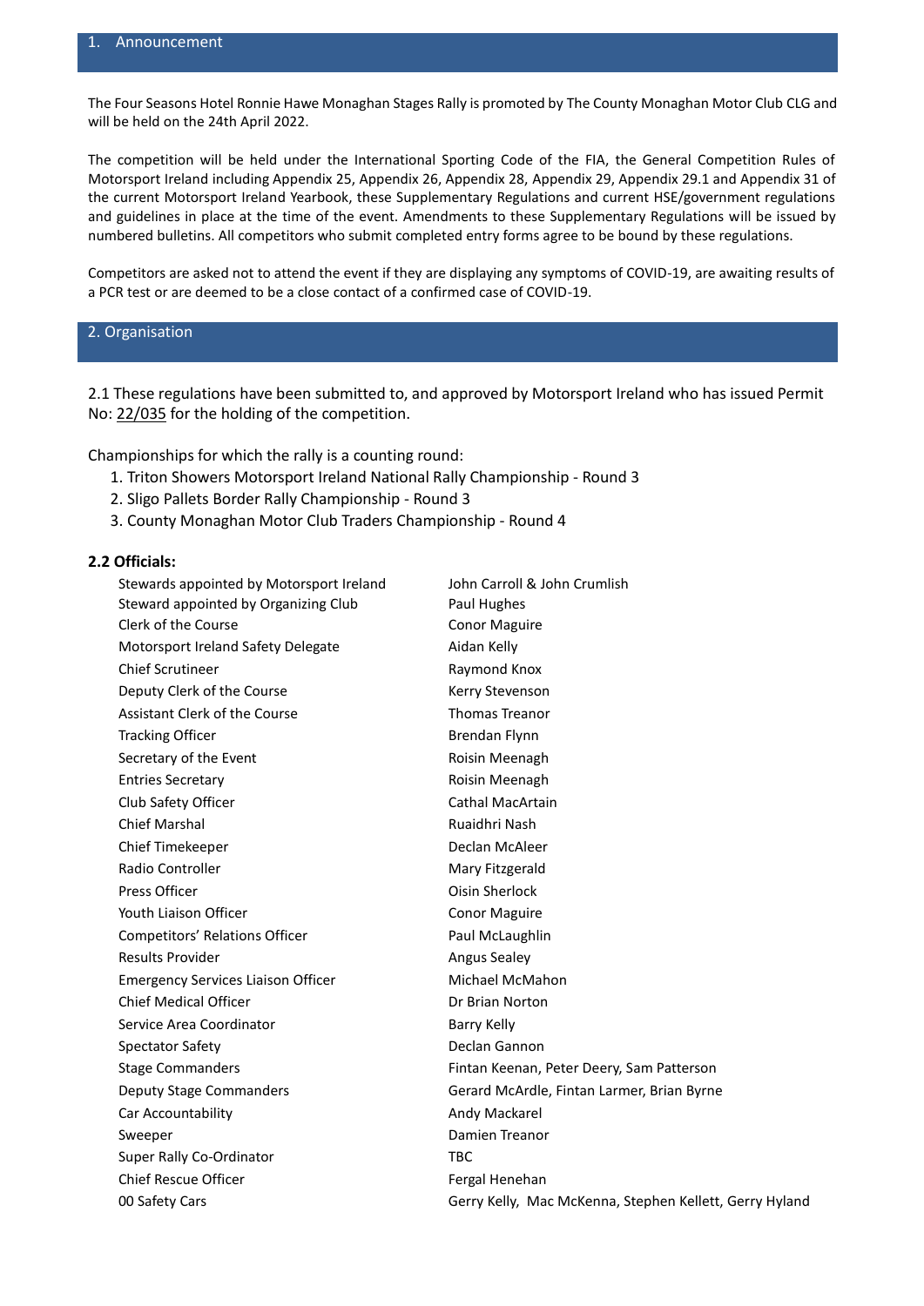## 1. Announcement

The Four Seasons Hotel Ronnie Hawe Monaghan Stages Rally is promoted by The County Monaghan Motor Club CLG and will be held on the 24th April 2022.

The competition will be held under the International Sporting Code of the FIA, the General Competition Rules of Motorsport Ireland including Appendix 25, Appendix 26, Appendix 28, Appendix 29, Appendix 29.1 and Appendix 31 of the current Motorsport Ireland Yearbook, these Supplementary Regulations and current HSE/government regulations and guidelines in place at the time of the event. Amendments to these Supplementary Regulations will be issued by numbered bulletins. All competitors who submit completed entry forms agree to be bound by these regulations.

Competitors are asked not to attend the event if they are displaying any symptoms of COVID-19, are awaiting results of a PCR test or are deemed to be a close contact of a confirmed case of COVID-19.

## 2. Organisation

2.1 These regulations have been submitted to, and approved by Motorsport Ireland who has issued Permit No: 22/035 for the holding of the competition.

Championships for which the rally is a counting round:

1. Triton Showers Motorsport Ireland National Rally Championship - Round 3
2. Sligo Pallets Border Rally Championship - Round 3
3. County Monaghan Motor Club Traders Championship - Round 4

**2.2 Officials:**

| | |
|---|---|
| Stewards appointed by Motorsport Ireland | John Carroll & John Crumlish |
| Steward appointed by Organizing Club | Paul Hughes |
| Clerk of the Course | Conor Maguire |
| Motorsport Ireland Safety Delegate | Aidan Kelly |
| Chief Scrutineer | Raymond Knox |
| Deputy Clerk of the Course | Kerry Stevenson |
| Assistant Clerk of the Course | Thomas Treanor |
| Tracking Officer | Brendan Flynn |
| Secretary of the Event | Roisin Meenagh |
| Entries Secretary | Roisin Meenagh |
| Club Safety Officer | Cathal MacArtain |
| Chief Marshal | Ruaidhri Nash |
| Chief Timekeeper | Declan McAleer |
| Radio Controller | Mary Fitzgerald |
| Press Officer | Oisin Sherlock |
| Youth Liaison Officer | Conor Maguire |
| Competitors' Relations Officer | Paul McLaughlin |
| Results Provider | Angus Sealey |
| Emergency Services Liaison Officer | Michael McMahon |
| Chief Medical Officer | Dr Brian Norton |
| Service Area Coordinator | Barry Kelly |
| Spectator Safety | Declan Gannon |
| Stage Commanders | Fintan Keenan, Peter Deery, Sam Patterson |
| Deputy Stage Commanders | Gerard McArdle, Fintan Larmer, Brian Byrne |
| Car Accountability | Andy Mackarel |
| Sweeper | Damien Treanor |
| Super Rally Co-Ordinator | TBC |
| Chief Rescue Officer | Fergal Henehan |
| 00 Safety Cars | Gerry Kelly, Mac McKenna, Stephen Kellett, Gerry Hyland |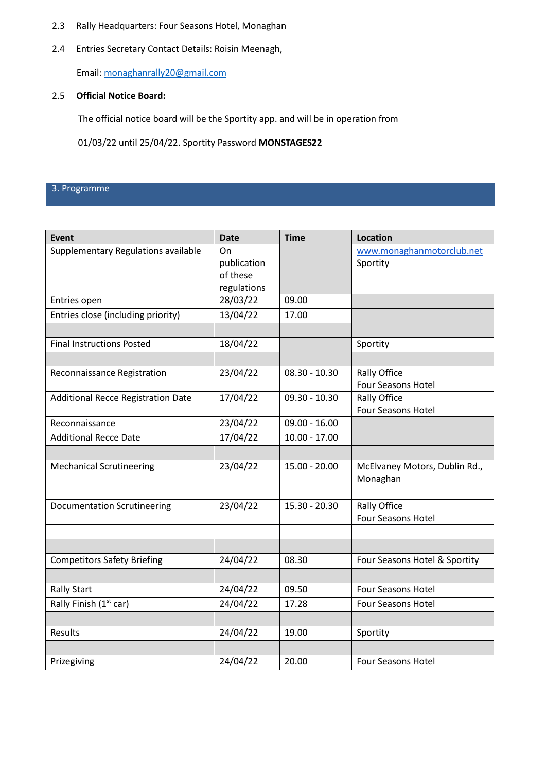2.3 Rally Headquarters: Four Seasons Hotel, Monaghan

2.4 Entries Secretary Contact Details: Roisin Meenagh,

Email: monaghanrally20@gmail.com

2.5 **Official Notice Board:**

The official notice board will be the Sportity app. and will be in operation from 01/03/22 until 25/04/22. Sportity Password **MONSTAGES22**

## 3. Programme

| Event | Date | Time | Location |
|---|---|---|---|
| Supplementary Regulations available | On publication of these regulations | | www.monaghanmotorclub.net Sportity |
| Entries open | 28/03/22 | 09.00 | |
| Entries close (including priority) | 13/04/22 | 17.00 | |
| | | | |
| Final Instructions Posted | 18/04/22 | | Sportity |
| | | | |
| Reconnaissance Registration | 23/04/22 | 08.30 - 10.30 | Rally Office Four Seasons Hotel |
| Additional Recce Registration Date | 17/04/22 | 09.30 - 10.30 | Rally Office Four Seasons Hotel |
| Reconnaissance | 23/04/22 | 09.00 - 16.00 | |
| Additional Recce Date | 17/04/22 | 10.00 - 17.00 | |
| | | | |
| Mechanical Scrutineering | 23/04/22 | 15.00 - 20.00 | McElvaney Motors, Dublin Rd., Monaghan |
| | | | |
| Documentation Scrutineering | 23/04/22 | 15.30 - 20.30 | Rally Office Four Seasons Hotel |
| | | | |
| | | | |
| Competitors Safety Briefing | 24/04/22 | 08.30 | Four Seasons Hotel & Sportity |
| | | | |
| Rally Start | 24/04/22 | 09.50 | Four Seasons Hotel |
| Rally Finish (1st car) | 24/04/22 | 17.28 | Four Seasons Hotel |
| | | | |
| Results | 24/04/22 | 19.00 | Sportity |
| | | | |
| Prizegiving | 24/04/22 | 20.00 | Four Seasons Hotel |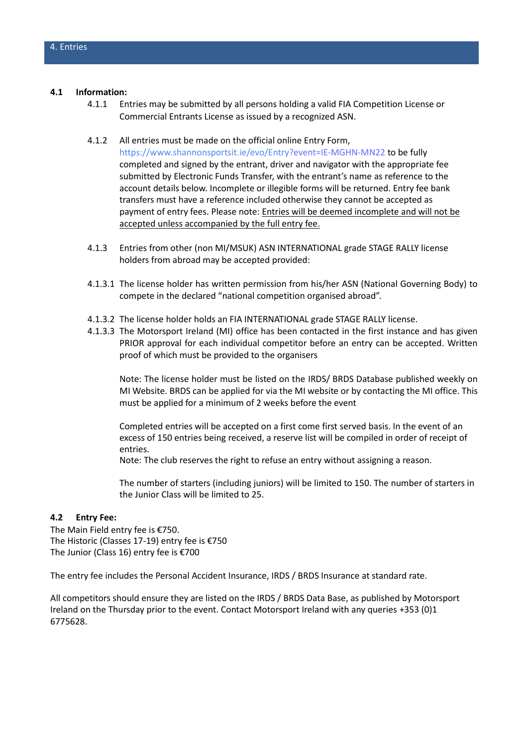## 4. Entries

**4.1 Information:**

4.1.1 Entries may be submitted by all persons holding a valid FIA Competition License or Commercial Entrants License as issued by a recognized ASN.

4.1.2 All entries must be made on the official online Entry Form, https://www.shannonsportsit.ie/evo/Entry?event=IE-MGHN-MN22 to be fully completed and signed by the entrant, driver and navigator with the appropriate fee submitted by Electronic Funds Transfer, with the entrant's name as reference to the account details below. Incomplete or illegible forms will be returned. Entry fee bank transfers must have a reference included otherwise they cannot be accepted as payment of entry fees. Please note: <u>Entries will be deemed incomplete and will not be accepted unless accompanied by the full entry fee.</u>

4.1.3 Entries from other (non MI/MSUK) ASN INTERNATIONAL grade STAGE RALLY license holders from abroad may be accepted provided:

4.1.3.1 The license holder has written permission from his/her ASN (National Governing Body) to compete in the declared "national competition organised abroad".

4.1.3.2 The license holder holds an FIA INTERNATIONAL grade STAGE RALLY license.

4.1.3.3 The Motorsport Ireland (MI) office has been contacted in the first instance and has given PRIOR approval for each individual competitor before an entry can be accepted. Written proof of which must be provided to the organisers

Note: The license holder must be listed on the IRDS/ BRDS Database published weekly on MI Website. BRDS can be applied for via the MI website or by contacting the MI office. This must be applied for a minimum of 2 weeks before the event

Completed entries will be accepted on a first come first served basis. In the event of an excess of 150 entries being received, a reserve list will be compiled in order of receipt of entries.
Note: The club reserves the right to refuse an entry without assigning a reason.

The number of starters (including juniors) will be limited to 150. The number of starters in the Junior Class will be limited to 25.

**4.2 Entry Fee:**

The Main Field entry fee is €750.
The Historic (Classes 17-19) entry fee is €750
The Junior (Class 16) entry fee is €700

The entry fee includes the Personal Accident Insurance, IRDS / BRDS Insurance at standard rate.

All competitors should ensure they are listed on the IRDS / BRDS Data Base, as published by Motorsport Ireland on the Thursday prior to the event. Contact Motorsport Ireland with any queries +353 (0)1 6775628.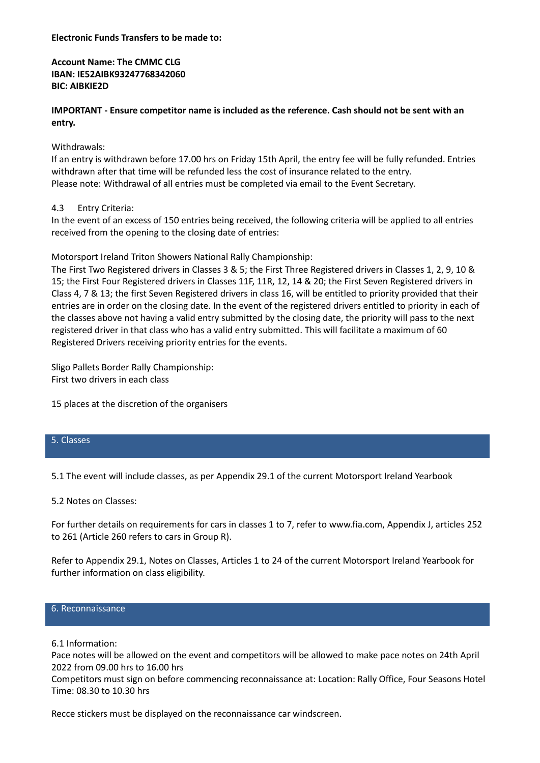**Electronic Funds Transfers to be made to:**

**Account Name: The CMMC CLG**
**IBAN: IE52AIBK93247768342060**
**BIC: AIBKIE2D**

**IMPORTANT - Ensure competitor name is included as the reference. Cash should not be sent with an entry.**

Withdrawals:
If an entry is withdrawn before 17.00 hrs on Friday 15th April, the entry fee will be fully refunded. Entries withdrawn after that time will be refunded less the cost of insurance related to the entry.
Please note: Withdrawal of all entries must be completed via email to the Event Secretary.

4.3 Entry Criteria:
In the event of an excess of 150 entries being received, the following criteria will be applied to all entries received from the opening to the closing date of entries:

Motorsport Ireland Triton Showers National Rally Championship:
The First Two Registered drivers in Classes 3 & 5; the First Three Registered drivers in Classes 1, 2, 9, 10 & 15; the First Four Registered drivers in Classes 11F, 11R, 12, 14 & 20; the First Seven Registered drivers in Class 4, 7 & 13; the first Seven Registered drivers in class 16, will be entitled to priority provided that their entries are in order on the closing date. In the event of the registered drivers entitled to priority in each of the classes above not having a valid entry submitted by the closing date, the priority will pass to the next registered driver in that class who has a valid entry submitted. This will facilitate a maximum of 60 Registered Drivers receiving priority entries for the events.

Sligo Pallets Border Rally Championship:
First two drivers in each class

15 places at the discretion of the organisers

## 5. Classes

5.1 The event will include classes, as per Appendix 29.1 of the current Motorsport Ireland Yearbook

5.2 Notes on Classes:

For further details on requirements for cars in classes 1 to 7, refer to www.fia.com, Appendix J, articles 252 to 261 (Article 260 refers to cars in Group R).

Refer to Appendix 29.1, Notes on Classes, Articles 1 to 24 of the current Motorsport Ireland Yearbook for further information on class eligibility.

## 6. Reconnaissance

6.1 Information:
Pace notes will be allowed on the event and competitors will be allowed to make pace notes on 24th April 2022 from 09.00 hrs to 16.00 hrs
Competitors must sign on before commencing reconnaissance at: Location: Rally Office, Four Seasons Hotel
Time: 08.30 to 10.30 hrs

Recce stickers must be displayed on the reconnaissance car windscreen.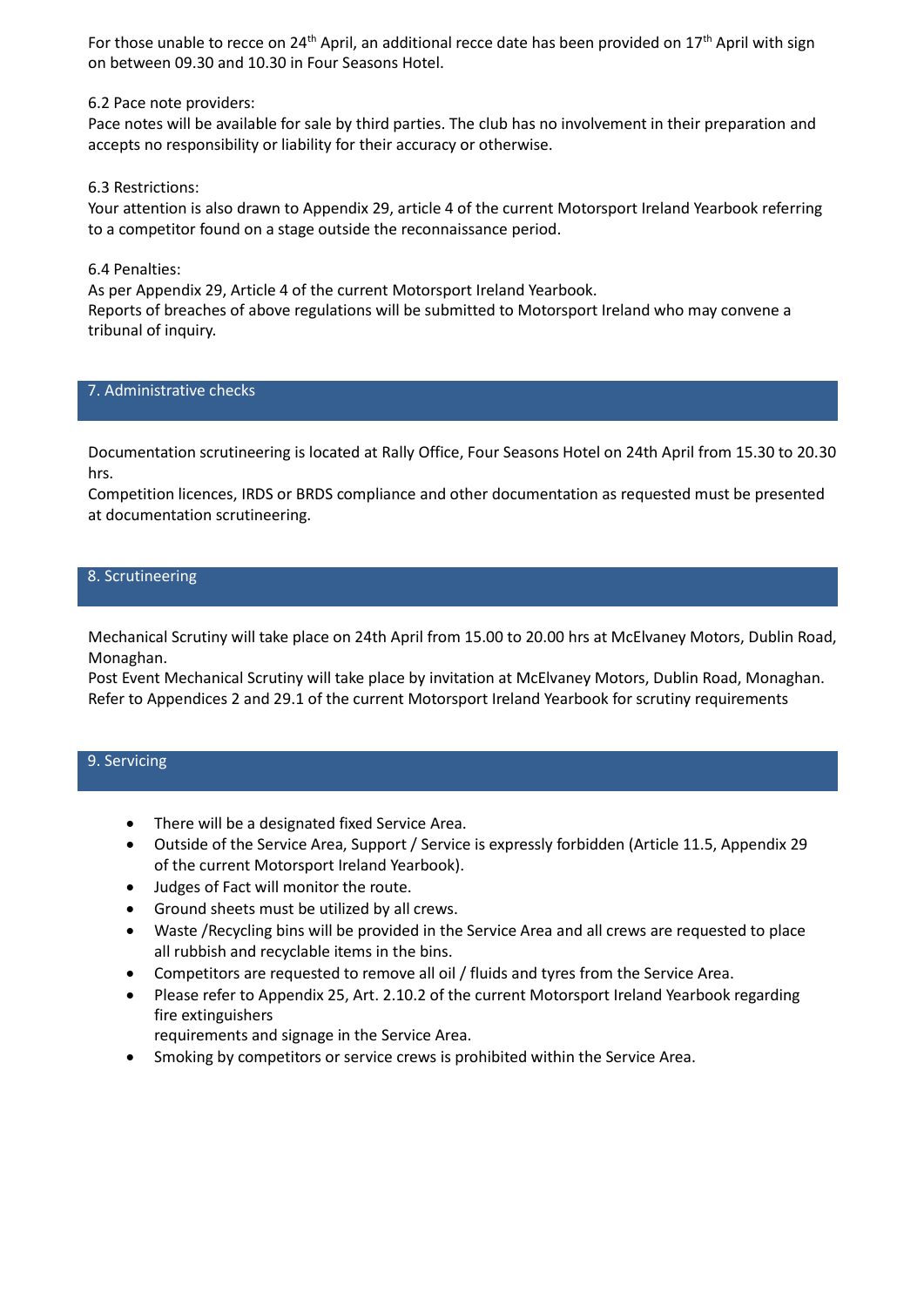For those unable to recce on 24th April, an additional recce date has been provided on 17th April with sign on between 09.30 and 10.30 in Four Seasons Hotel.

6.2 Pace note providers:
Pace notes will be available for sale by third parties. The club has no involvement in their preparation and accepts no responsibility or liability for their accuracy or otherwise.

6.3 Restrictions:
Your attention is also drawn to Appendix 29, article 4 of the current Motorsport Ireland Yearbook referring to a competitor found on a stage outside the reconnaissance period.

6.4 Penalties:
As per Appendix 29, Article 4 of the current Motorsport Ireland Yearbook.
Reports of breaches of above regulations will be submitted to Motorsport Ireland who may convene a tribunal of inquiry.

## 7. Administrative checks

Documentation scrutineering is located at Rally Office, Four Seasons Hotel on 24th April from 15.30 to 20.30 hrs.
Competition licences, IRDS or BRDS compliance and other documentation as requested must be presented at documentation scrutineering.

## 8. Scrutineering

Mechanical Scrutiny will take place on 24th April from 15.00 to 20.00 hrs at McElvaney Motors, Dublin Road, Monaghan.
Post Event Mechanical Scrutiny will take place by invitation at McElvaney Motors, Dublin Road, Monaghan.
Refer to Appendices 2 and 29.1 of the current Motorsport Ireland Yearbook for scrutiny requirements

## 9. Servicing

- There will be a designated fixed Service Area.
- Outside of the Service Area, Support / Service is expressly forbidden (Article 11.5, Appendix 29 of the current Motorsport Ireland Yearbook).
- Judges of Fact will monitor the route.
- Ground sheets must be utilized by all crews.
- Waste /Recycling bins will be provided in the Service Area and all crews are requested to place all rubbish and recyclable items in the bins.
- Competitors are requested to remove all oil / fluids and tyres from the Service Area.
- Please refer to Appendix 25, Art. 2.10.2 of the current Motorsport Ireland Yearbook regarding fire extinguishers
  requirements and signage in the Service Area.
- Smoking by competitors or service crews is prohibited within the Service Area.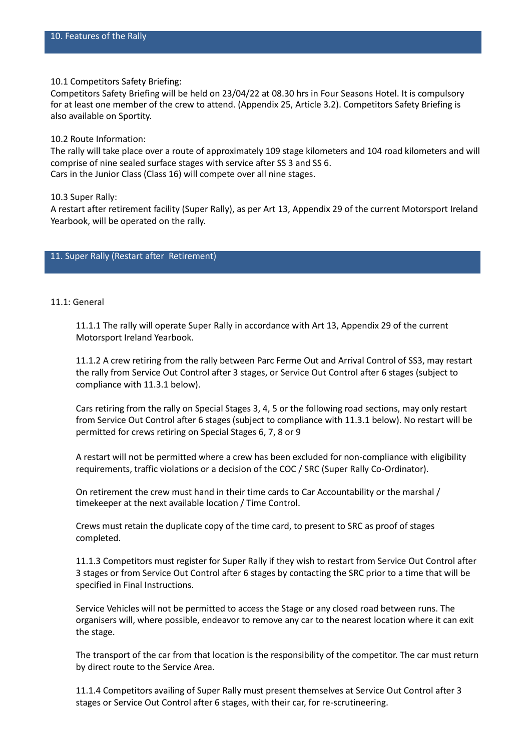## 10. Features of the Rally

10.1 Competitors Safety Briefing:
Competitors Safety Briefing will be held on 23/04/22 at 08.30 hrs in Four Seasons Hotel. It is compulsory for at least one member of the crew to attend. (Appendix 25, Article 3.2). Competitors Safety Briefing is also available on Sportity.

10.2 Route Information:
The rally will take place over a route of approximately 109 stage kilometers and 104 road kilometers and will comprise of nine sealed surface stages with service after SS 3 and SS 6.
Cars in the Junior Class (Class 16) will compete over all nine stages.

10.3 Super Rally:
A restart after retirement facility (Super Rally), as per Art 13, Appendix 29 of the current Motorsport Ireland Yearbook, will be operated on the rally.

## 11. Super Rally (Restart after Retirement)

11.1: General

11.1.1 The rally will operate Super Rally in accordance with Art 13, Appendix 29 of the current Motorsport Ireland Yearbook.

11.1.2 A crew retiring from the rally between Parc Ferme Out and Arrival Control of SS3, may restart the rally from Service Out Control after 3 stages, or Service Out Control after 6 stages (subject to compliance with 11.3.1 below).

Cars retiring from the rally on Special Stages 3, 4, 5 or the following road sections, may only restart from Service Out Control after 6 stages (subject to compliance with 11.3.1 below). No restart will be permitted for crews retiring on Special Stages 6, 7, 8 or 9

A restart will not be permitted where a crew has been excluded for non-compliance with eligibility requirements, traffic violations or a decision of the COC / SRC (Super Rally Co-Ordinator).

On retirement the crew must hand in their time cards to Car Accountability or the marshal / timekeeper at the next available location / Time Control.

Crews must retain the duplicate copy of the time card, to present to SRC as proof of stages completed.

11.1.3 Competitors must register for Super Rally if they wish to restart from Service Out Control after 3 stages or from Service Out Control after 6 stages by contacting the SRC prior to a time that will be specified in Final Instructions.

Service Vehicles will not be permitted to access the Stage or any closed road between runs. The organisers will, where possible, endeavor to remove any car to the nearest location where it can exit the stage.

The transport of the car from that location is the responsibility of the competitor. The car must return by direct route to the Service Area.

11.1.4 Competitors availing of Super Rally must present themselves at Service Out Control after 3 stages or Service Out Control after 6 stages, with their car, for re-scrutineering.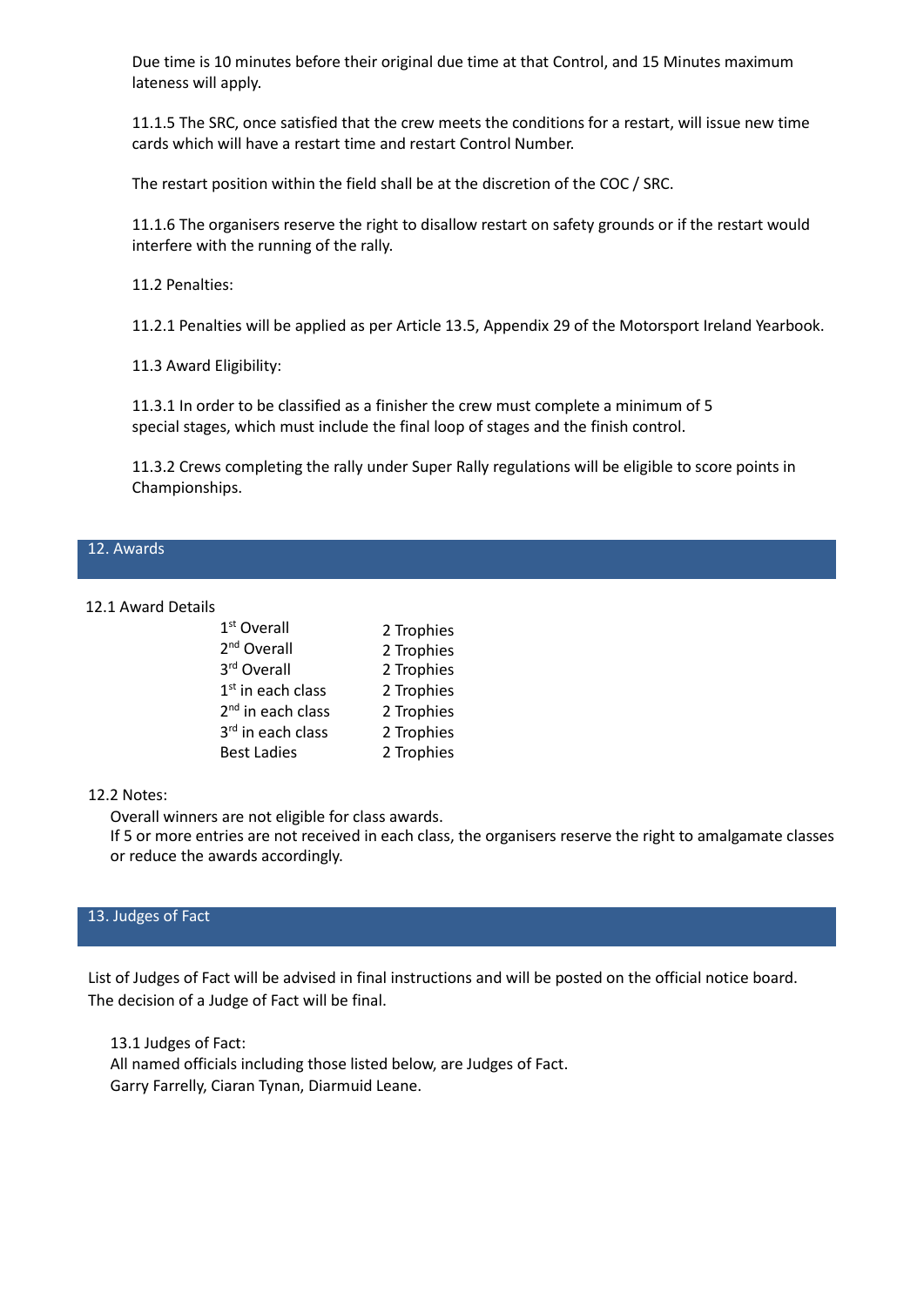Due time is 10 minutes before their original due time at that Control, and 15 Minutes maximum lateness will apply.

11.1.5 The SRC, once satisfied that the crew meets the conditions for a restart, will issue new time cards which will have a restart time and restart Control Number.

The restart position within the field shall be at the discretion of the COC / SRC.

11.1.6 The organisers reserve the right to disallow restart on safety grounds or if the restart would interfere with the running of the rally.

11.2 Penalties:

11.2.1 Penalties will be applied as per Article 13.5, Appendix 29 of the Motorsport Ireland Yearbook.

11.3 Award Eligibility:

11.3.1 In order to be classified as a finisher the crew must complete a minimum of 5 special stages, which must include the final loop of stages and the finish control.

11.3.2 Crews completing the rally under Super Rally regulations will be eligible to score points in Championships.

## 12. Awards

12.1 Award Details

| | |
|---|---|
| 1st Overall | 2 Trophies |
| 2nd Overall | 2 Trophies |
| 3rd Overall | 2 Trophies |
| 1st in each class | 2 Trophies |
| 2nd in each class | 2 Trophies |
| 3rd in each class | 2 Trophies |
| Best Ladies | 2 Trophies |

12.2 Notes:

Overall winners are not eligible for class awards.
If 5 or more entries are not received in each class, the organisers reserve the right to amalgamate classes or reduce the awards accordingly.

## 13. Judges of Fact

List of Judges of Fact will be advised in final instructions and will be posted on the official notice board. The decision of a Judge of Fact will be final.

13.1 Judges of Fact:
All named officials including those listed below, are Judges of Fact.
Garry Farrelly, Ciaran Tynan, Diarmuid Leane.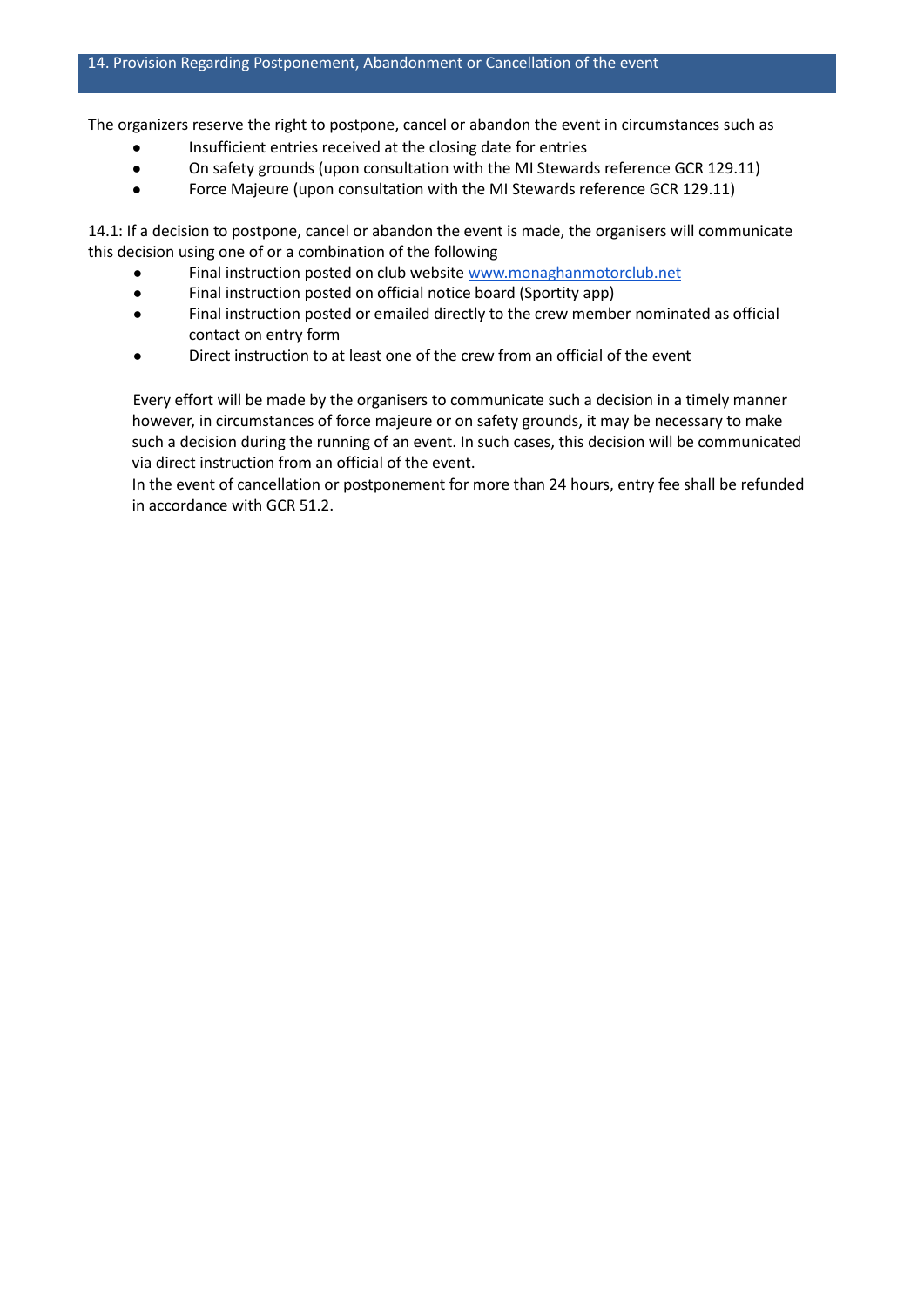## 14. Provision Regarding Postponement, Abandonment or Cancellation of the event

The organizers reserve the right to postpone, cancel or abandon the event in circumstances such as

- Insufficient entries received at the closing date for entries
- On safety grounds (upon consultation with the MI Stewards reference GCR 129.11)
- Force Majeure (upon consultation with the MI Stewards reference GCR 129.11)

14.1: If a decision to postpone, cancel or abandon the event is made, the organisers will communicate this decision using one of or a combination of the following

- Final instruction posted on club website [www.monaghanmotorclub.net](http://www.monaghanmotorclub.net)
- Final instruction posted on official notice board (Sportity app)
- Final instruction posted or emailed directly to the crew member nominated as official contact on entry form
- Direct instruction to at least one of the crew from an official of the event

Every effort will be made by the organisers to communicate such a decision in a timely manner however, in circumstances of force majeure or on safety grounds, it may be necessary to make such a decision during the running of an event. In such cases, this decision will be communicated via direct instruction from an official of the event.

In the event of cancellation or postponement for more than 24 hours, entry fee shall be refunded in accordance with GCR 51.2.